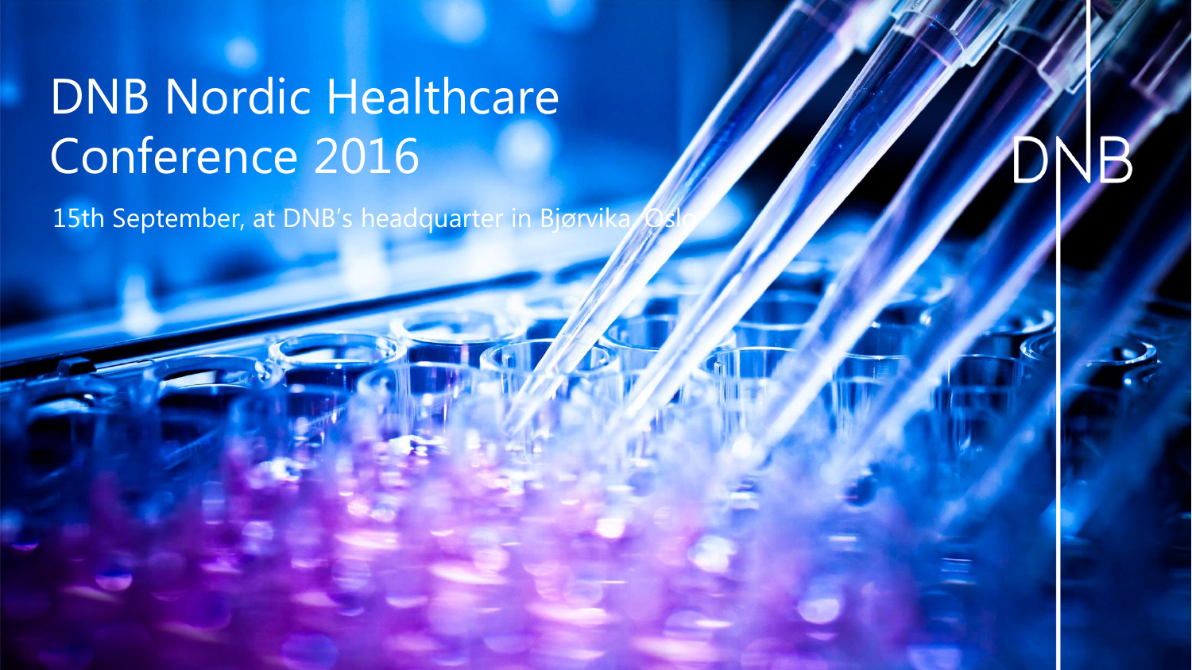# DNB Nordic Healthcare Conference 2016

15th September, at DNB's headquarter in Bjørvika, Oslo

DNB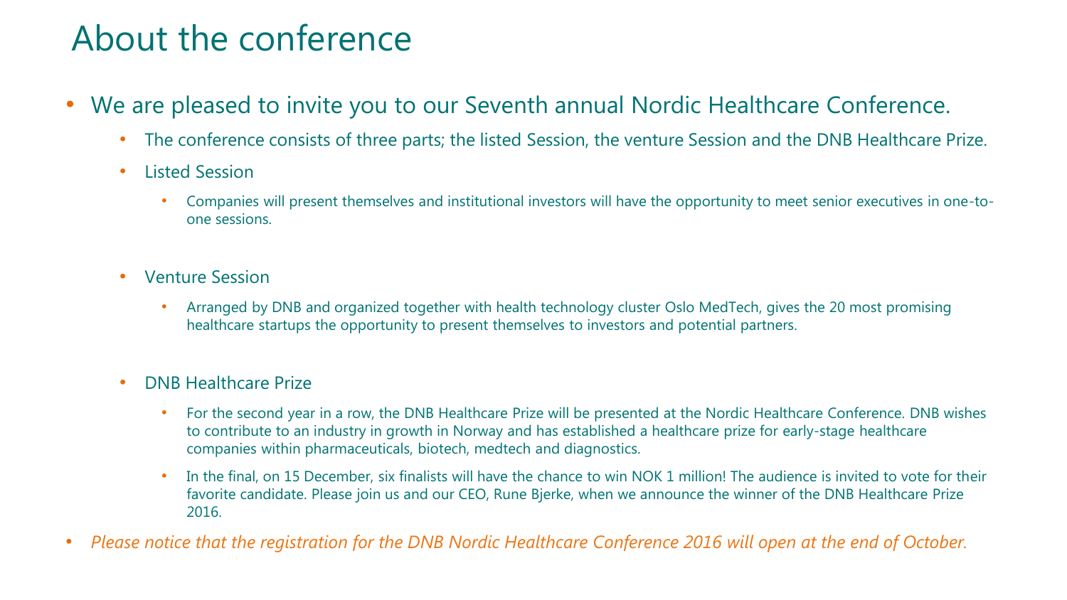# About the conference

- We are pleased to invite you to our Seventh annual Nordic Healthcare Conference.
  - The conference consists of three parts; the listed Session, the venture Session and the DNB Healthcare Prize.
  - Listed Session
    - Companies will present themselves and institutional investors will have the opportunity to meet senior executives in one-to-one sessions.
  - Venture Session
    - Arranged by DNB and organized together with health technology cluster Oslo MedTech, gives the 20 most promising healthcare startups the opportunity to present themselves to investors and potential partners.
  - DNB Healthcare Prize
    - For the second year in a row, the DNB Healthcare Prize will be presented at the Nordic Healthcare Conference. DNB wishes to contribute to an industry in growth in Norway and has established a healthcare prize for early-stage healthcare companies within pharmaceuticals, biotech, medtech and diagnostics.
    - In the final, on 15 December, six finalists will have the chance to win NOK 1 million! The audience is invited to vote for their favorite candidate. Please join us and our CEO, Rune Bjerke, when we announce the winner of the DNB Healthcare Prize 2016.
- *Please notice that the registration for the DNB Nordic Healthcare Conference 2016 will open at the end of October.*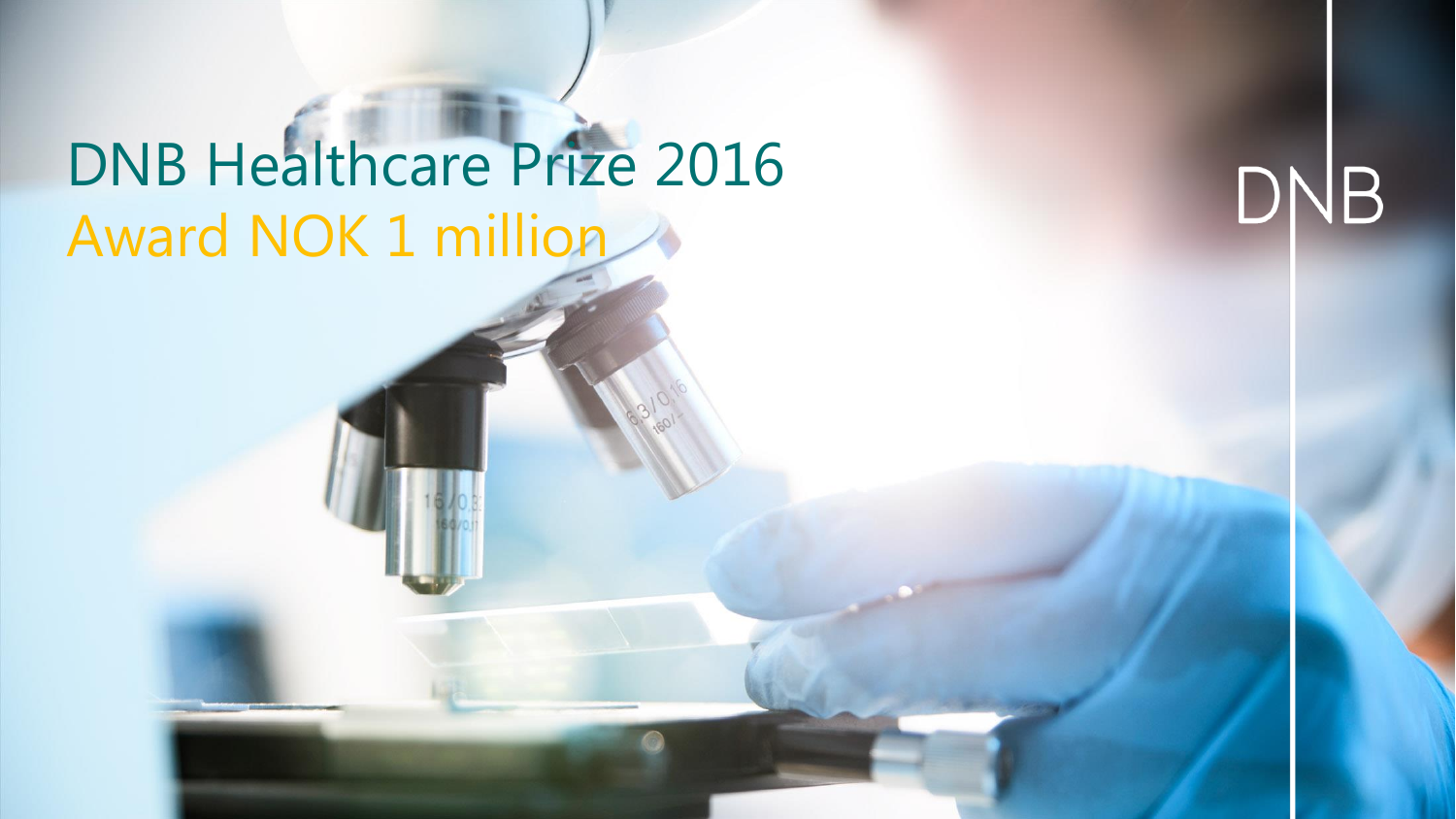# DNB Healthcare Prize 2016

## Award NOK 1 million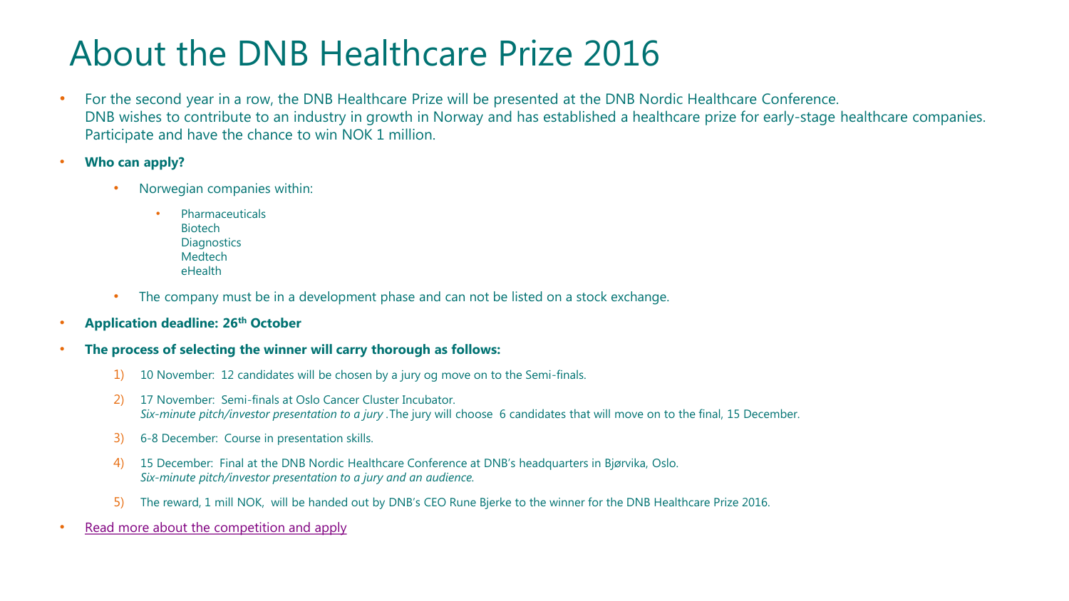# About the DNB Healthcare Prize 2016

- For the second year in a row, the DNB Healthcare Prize will be presented at the DNB Nordic Healthcare Conference.
  DNB wishes to contribute to an industry in growth in Norway and has established a healthcare prize for early-stage healthcare companies.
  Participate and have the chance to win NOK 1 million.
- **Who can apply?**
  - Norwegian companies within:
    - Pharmaceuticals
      Biotech
      Diagnostics
      Medtech
      eHealth
  - The company must be in a development phase and can not be listed on a stock exchange.
- **Application deadline: 26th October**
- **The process of selecting the winner will carry thorough as follows:**
  1) 10 November: 12 candidates will be chosen by a jury og move on to the Semi-finals.
  2) 17 November: Semi-finals at Oslo Cancer Cluster Incubator.
     *Six-minute pitch/investor presentation to a jury* .The jury will choose 6 candidates that will move on to the final, 15 December.
  3) 6-8 December: Course in presentation skills.
  4) 15 December: Final at the DNB Nordic Healthcare Conference at DNB's headquarters in Bjørvika, Oslo.
     *Six-minute pitch/investor presentation to a jury and an audience.*
  5) The reward, 1 mill NOK, will be handed out by DNB's CEO Rune Bjerke to the winner for the DNB Healthcare Prize 2016.
- Read more about the competition and apply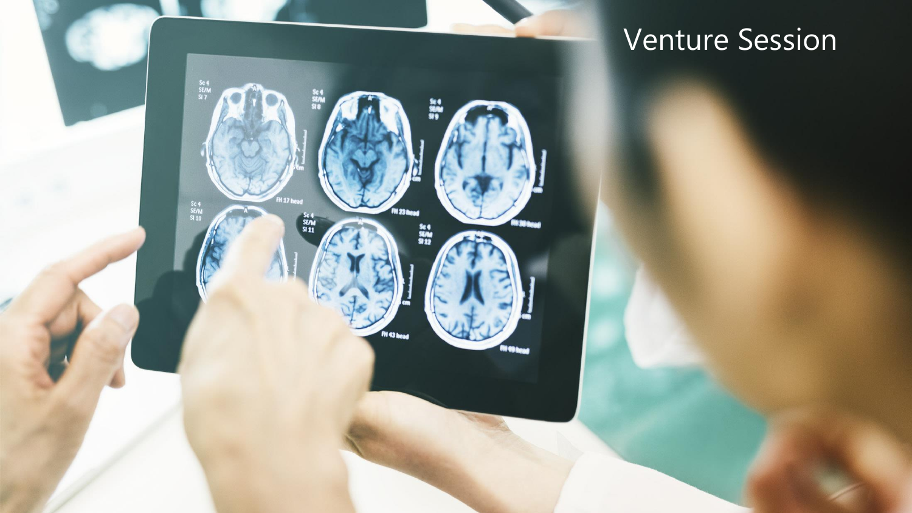# Venture Session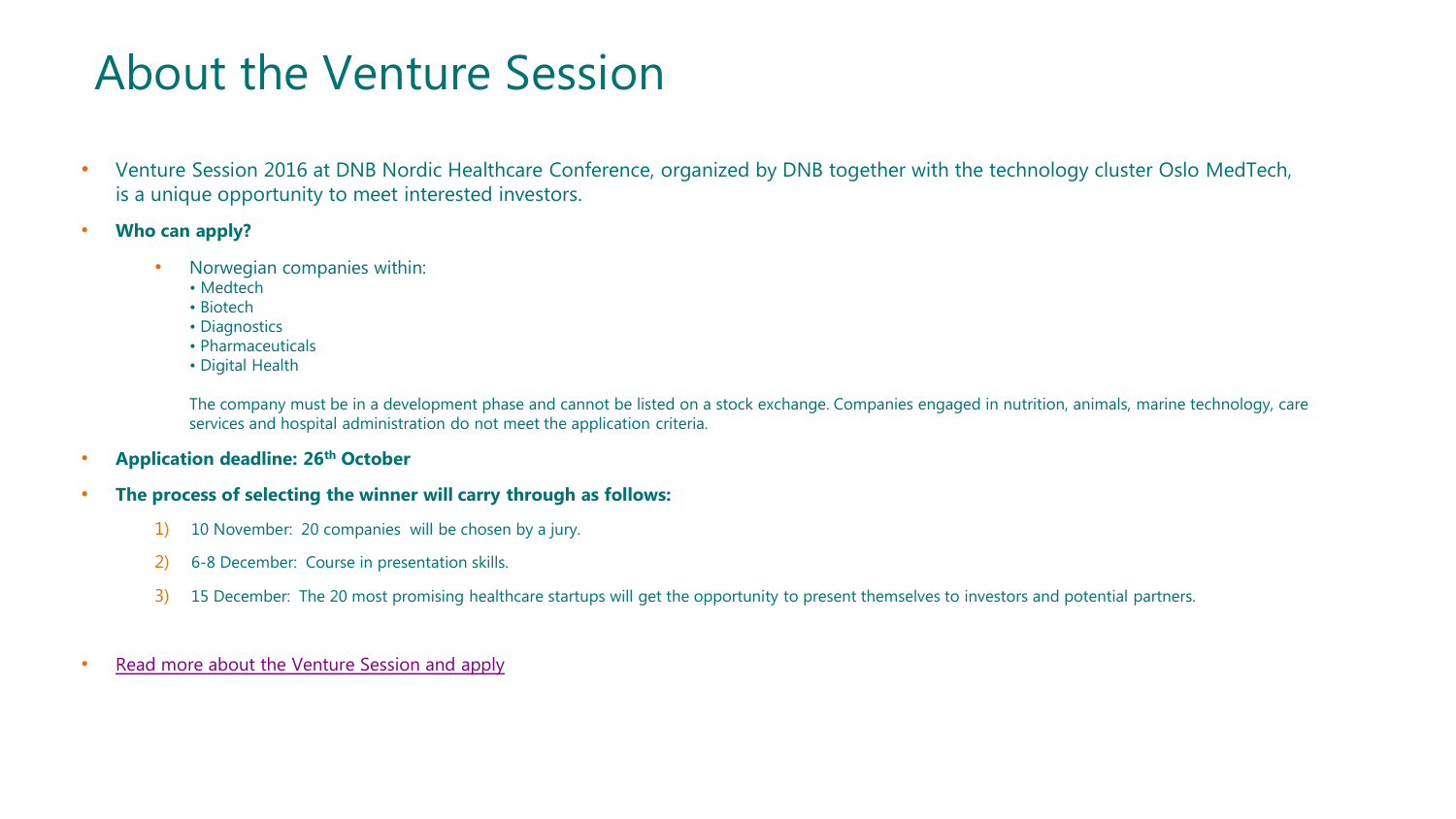# About the Venture Session

- Venture Session 2016 at DNB Nordic Healthcare Conference, organized by DNB together with the technology cluster Oslo MedTech, is a unique opportunity to meet interested investors.
- **Who can apply?**
  - Norwegian companies within:
    - Medtech
    - Biotech
    - Diagnostics
    - Pharmaceuticals
    - Digital Health

    The company must be in a development phase and cannot be listed on a stock exchange. Companies engaged in nutrition, animals, marine technology, care services and hospital administration do not meet the application criteria.
- **Application deadline: 26th October**
- **The process of selecting the winner will carry through as follows:**
  1) 10 November: 20 companies will be chosen by a jury.
  2) 6-8 December: Course in presentation skills.
  3) 15 December: The 20 most promising healthcare startups will get the opportunity to present themselves to investors and potential partners.
- Read more about the Venture Session and apply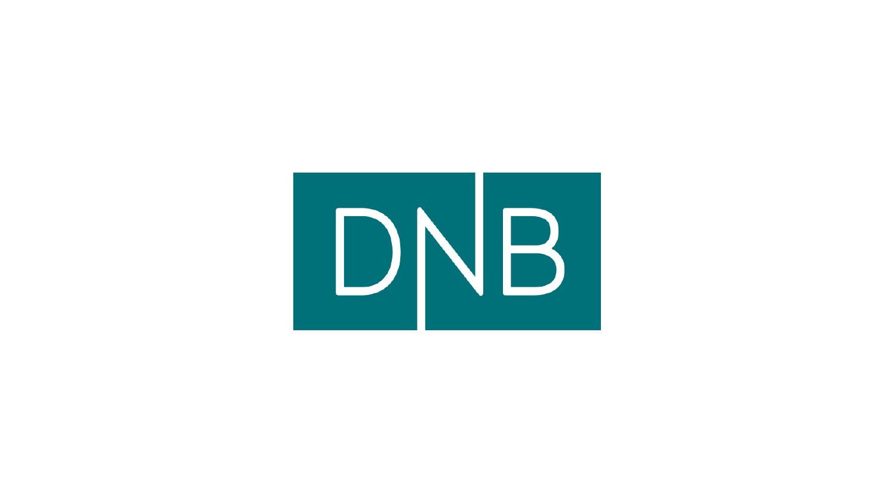DNB